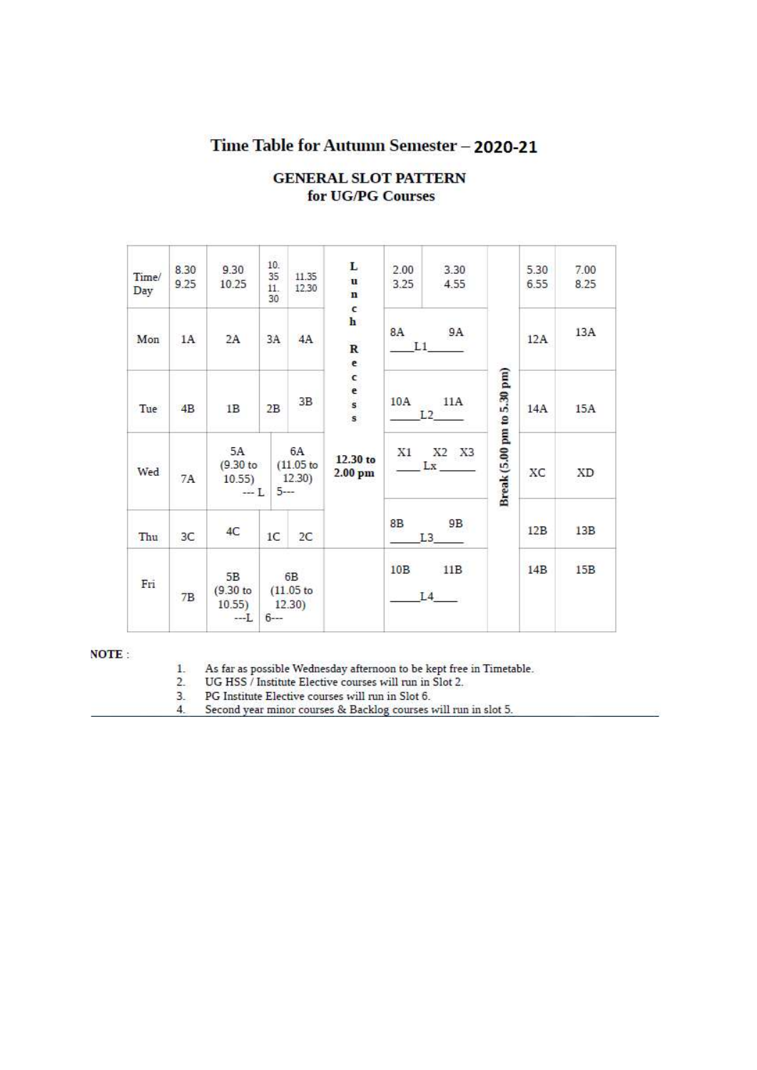# Time Table for Autumn Semester – 2020-21

## GENERAL SLOT PATTERN for UG/PG Courses

| Time/ Day | 8.30 9.25 | 9.30 10.25 | 10.35 11.30 | 11.35 12.30 | Lunch Recess | 2.00 3.25 | 3.30 4.55 | | 5.30 6.55 | 7.00 8.25 |
|---|---|---|---|---|---|---|---|---|---|---|
| Mon | 1A | 2A | 3A | 4A | 12.30 to 2.00 pm | 8A ____L1____ | 9A | Break (5.00 pm to 5.30 pm) | 12A | 13A |
| Tue | 4B | 1B | 2B | 3B | | 10A ____L2____ | 11A | | 14A | 15A |
| Wed | 7A | 5A (9.30 to 10.55) --- L | 6A (11.05 to 12.30) 5--- | | | X1 ____Lx____ | X2 X3 | | XC | XD |
| Thu | 3C | 4C | 1C | 2C | | 8B ____L3____ | 9B | | 12B | 13B |
| Fri | 7B | 5B (9.30 to 10.55) ---L | 6B (11.05 to 12.30) 6--- | | | 10B ____L4____ | 11B | | 14B | 15B |

**NOTE** :

1. As far as possible Wednesday afternoon to be kept free in Timetable.
2. UG HSS / Institute Elective courses will run in Slot 2.
3. PG Institute Elective courses will run in Slot 6.
4. Second year minor courses & Backlog courses will run in slot 5.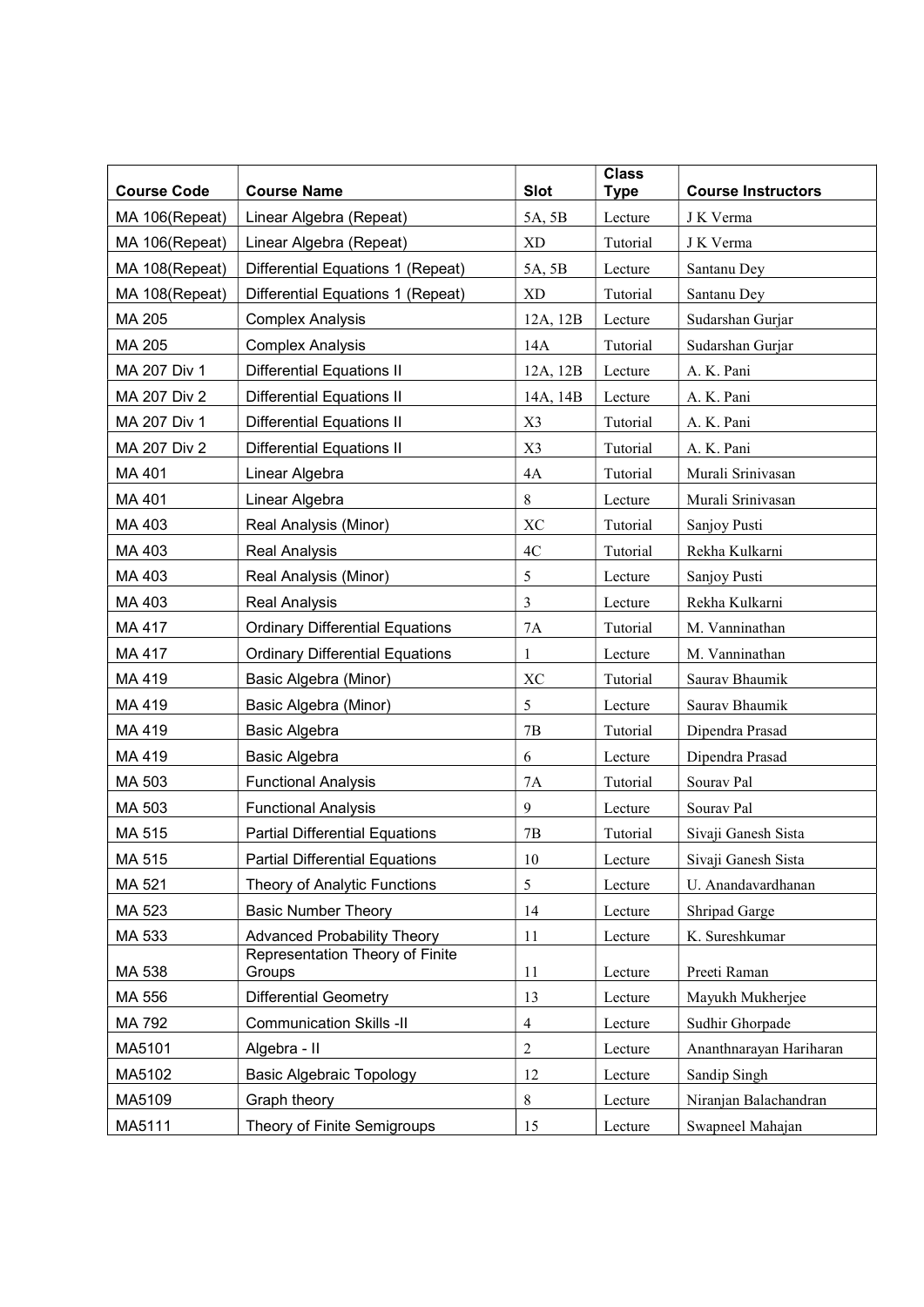| Course Code | Course Name | Slot | Class Type | Course Instructors |
|---|---|---|---|---|
| MA 106(Repeat) | Linear Algebra (Repeat) | 5A, 5B | Lecture | J K Verma |
| MA 106(Repeat) | Linear Algebra (Repeat) | XD | Tutorial | J K Verma |
| MA 108(Repeat) | Differential Equations 1 (Repeat) | 5A, 5B | Lecture | Santanu Dey |
| MA 108(Repeat) | Differential Equations 1 (Repeat) | XD | Tutorial | Santanu Dey |
| MA 205 | Complex Analysis | 12A, 12B | Lecture | Sudarshan Gurjar |
| MA 205 | Complex Analysis | 14A | Tutorial | Sudarshan Gurjar |
| MA 207 Div 1 | Differential Equations II | 12A, 12B | Lecture | A. K. Pani |
| MA 207 Div 2 | Differential Equations II | 14A, 14B | Lecture | A. K. Pani |
| MA 207 Div 1 | Differential Equations II | X3 | Tutorial | A. K. Pani |
| MA 207 Div 2 | Differential Equations II | X3 | Tutorial | A. K. Pani |
| MA 401 | Linear Algebra | 4A | Tutorial | Murali Srinivasan |
| MA 401 | Linear Algebra | 8 | Lecture | Murali Srinivasan |
| MA 403 | Real Analysis (Minor) | XC | Tutorial | Sanjoy Pusti |
| MA 403 | Real Analysis | 4C | Tutorial | Rekha Kulkarni |
| MA 403 | Real Analysis (Minor) | 5 | Lecture | Sanjoy Pusti |
| MA 403 | Real Analysis | 3 | Lecture | Rekha Kulkarni |
| MA 417 | Ordinary Differential Equations | 7A | Tutorial | M. Vanninathan |
| MA 417 | Ordinary Differential Equations | 1 | Lecture | M. Vanninathan |
| MA 419 | Basic Algebra (Minor) | XC | Tutorial | Saurav Bhaumik |
| MA 419 | Basic Algebra (Minor) | 5 | Lecture | Saurav Bhaumik |
| MA 419 | Basic Algebra | 7B | Tutorial | Dipendra Prasad |
| MA 419 | Basic Algebra | 6 | Lecture | Dipendra Prasad |
| MA 503 | Functional Analysis | 7A | Tutorial | Sourav Pal |
| MA 503 | Functional Analysis | 9 | Lecture | Sourav Pal |
| MA 515 | Partial Differential Equations | 7B | Tutorial | Sivaji Ganesh Sista |
| MA 515 | Partial Differential Equations | 10 | Lecture | Sivaji Ganesh Sista |
| MA 521 | Theory of Analytic Functions | 5 | Lecture | U. Anandavardhanan |
| MA 523 | Basic Number Theory | 14 | Lecture | Shripad Garge |
| MA 533 | Advanced Probability Theory | 11 | Lecture | K. Sureshkumar |
| MA 538 | Representation Theory of Finite Groups | 11 | Lecture | Preeti Raman |
| MA 556 | Differential Geometry | 13 | Lecture | Mayukh Mukherjee |
| MA 792 | Communication Skills -II | 4 | Lecture | Sudhir Ghorpade |
| MA5101 | Algebra - II | 2 | Lecture | Ananthnarayan Hariharan |
| MA5102 | Basic Algebraic Topology | 12 | Lecture | Sandip Singh |
| MA5109 | Graph theory | 8 | Lecture | Niranjan Balachandran |
| MA5111 | Theory of Finite Semigroups | 15 | Lecture | Swapneel Mahajan |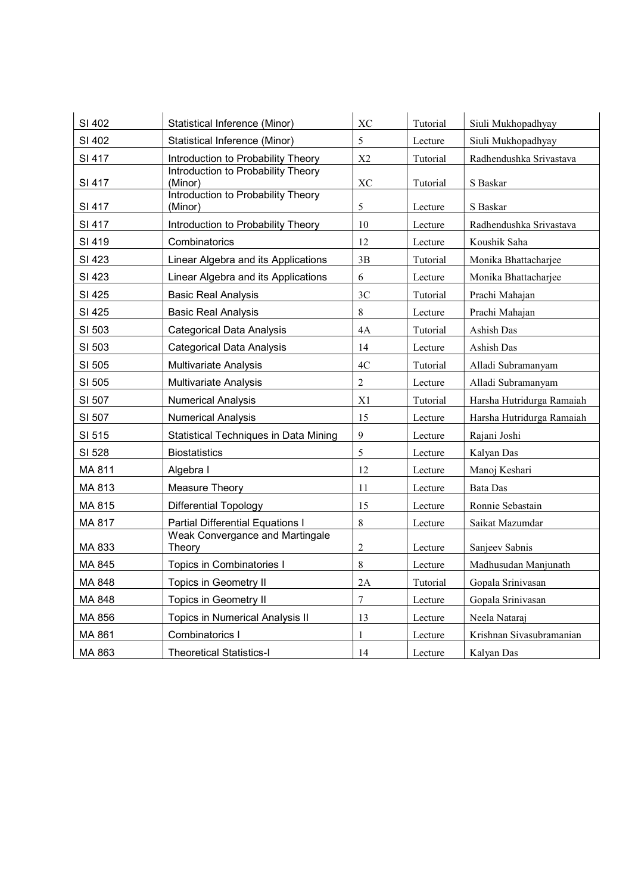| | | | | |
|---|---|---|---|---|
| SI 402 | Statistical Inference (Minor) | XC | Tutorial | Siuli Mukhopadhyay |
| SI 402 | Statistical Inference (Minor) | 5 | Lecture | Siuli Mukhopadhyay |
| SI 417 | Introduction to Probability Theory | X2 | Tutorial | Radhendushka Srivastava |
| SI 417 | Introduction to Probability Theory (Minor) | XC | Tutorial | S Baskar |
| SI 417 | Introduction to Probability Theory (Minor) | 5 | Lecture | S Baskar |
| SI 417 | Introduction to Probability Theory | 10 | Lecture | Radhendushka Srivastava |
| SI 419 | Combinatorics | 12 | Lecture | Koushik Saha |
| SI 423 | Linear Algebra and its Applications | 3B | Tutorial | Monika Bhattacharjee |
| SI 423 | Linear Algebra and its Applications | 6 | Lecture | Monika Bhattacharjee |
| SI 425 | Basic Real Analysis | 3C | Tutorial | Prachi Mahajan |
| SI 425 | Basic Real Analysis | 8 | Lecture | Prachi Mahajan |
| SI 503 | Categorical Data Analysis | 4A | Tutorial | Ashish Das |
| SI 503 | Categorical Data Analysis | 14 | Lecture | Ashish Das |
| SI 505 | Multivariate Analysis | 4C | Tutorial | Alladi Subramanyam |
| SI 505 | Multivariate Analysis | 2 | Lecture | Alladi Subramanyam |
| SI 507 | Numerical Analysis | X1 | Tutorial | Harsha Hutridurga Ramaiah |
| SI 507 | Numerical Analysis | 15 | Lecture | Harsha Hutridurga Ramaiah |
| SI 515 | Statistical Techniques in Data Mining | 9 | Lecture | Rajani Joshi |
| SI 528 | Biostatistics | 5 | Lecture | Kalyan Das |
| MA 811 | Algebra I | 12 | Lecture | Manoj Keshari |
| MA 813 | Measure Theory | 11 | Lecture | Bata Das |
| MA 815 | Differential Topology | 15 | Lecture | Ronnie Sebastain |
| MA 817 | Partial Differential Equations I | 8 | Lecture | Saikat Mazumdar |
| MA 833 | Weak Convergance and Martingale Theory | 2 | Lecture | Sanjeev Sabnis |
| MA 845 | Topics in Combinatories I | 8 | Lecture | Madhusudan Manjunath |
| MA 848 | Topics in Geometry II | 2A | Tutorial | Gopala Srinivasan |
| MA 848 | Topics in Geometry II | 7 | Lecture | Gopala Srinivasan |
| MA 856 | Topics in Numerical Analysis II | 13 | Lecture | Neela Nataraj |
| MA 861 | Combinatorics I | 1 | Lecture | Krishnan Sivasubramanian |
| MA 863 | Theoretical Statistics-I | 14 | Lecture | Kalyan Das |